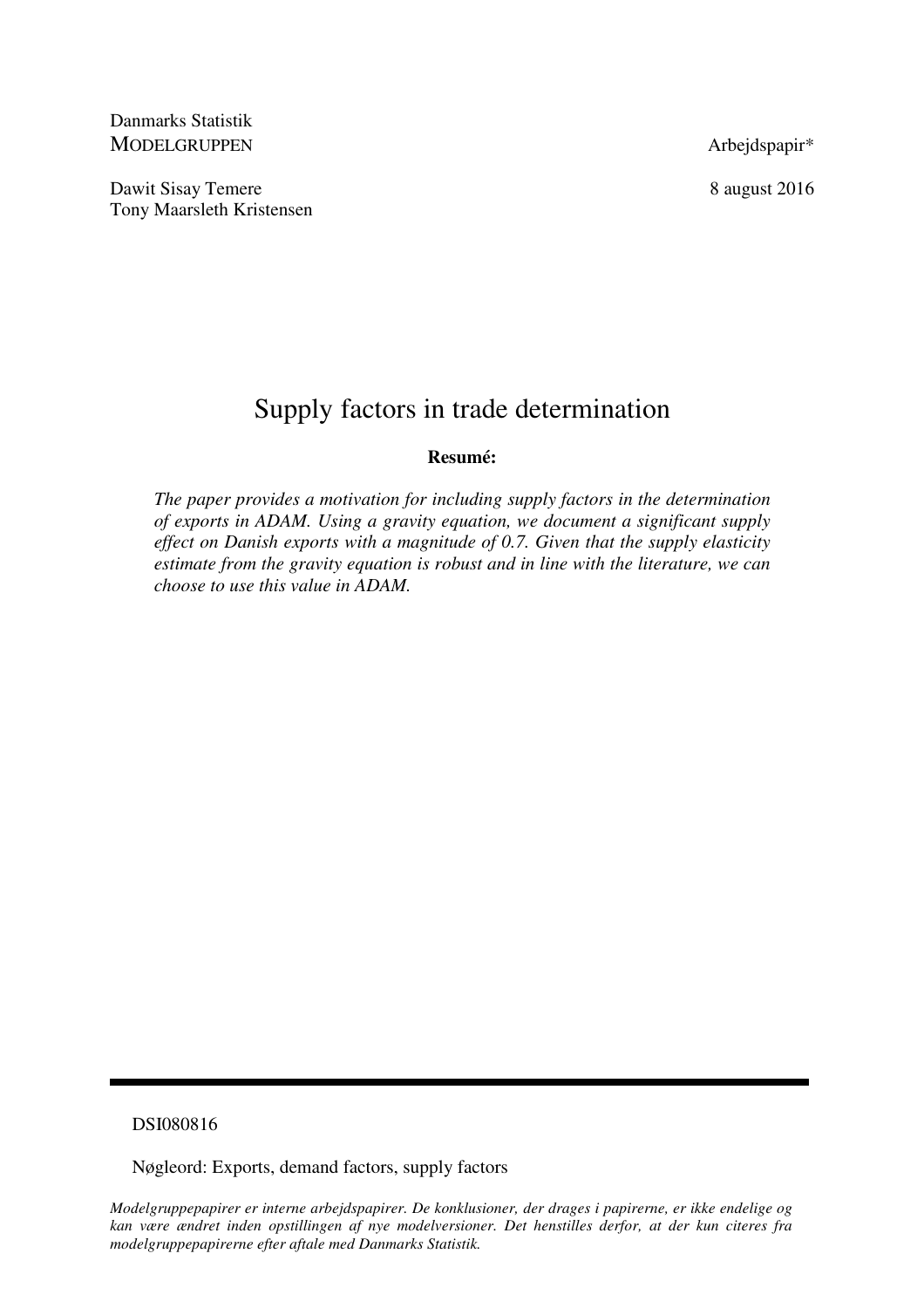Danmarks Statistik
MODELGRUPPEN

Arbejdspapir*

Dawit Sisay Temere
Tony Maarsleth Kristensen

8 august 2016

# Supply factors in trade determination

**Resumé:**

*The paper provides a motivation for including supply factors in the determination of exports in ADAM. Using a gravity equation, we document a significant supply effect on Danish exports with a magnitude of 0.7. Given that the supply elasticity estimate from the gravity equation is robust and in line with the literature, we can choose to use this value in ADAM.*

DSI080816

Nøgleord: Exports, demand factors, supply factors

*Modelgruppepapirer er interne arbejdspapirer. De konklusioner, der drages i papirerne, er ikke endelige og kan være ændret inden opstillingen af nye modelversioner. Det henstilles derfor, at der kun citeres fra modelgruppepapirerne efter aftale med Danmarks Statistik.*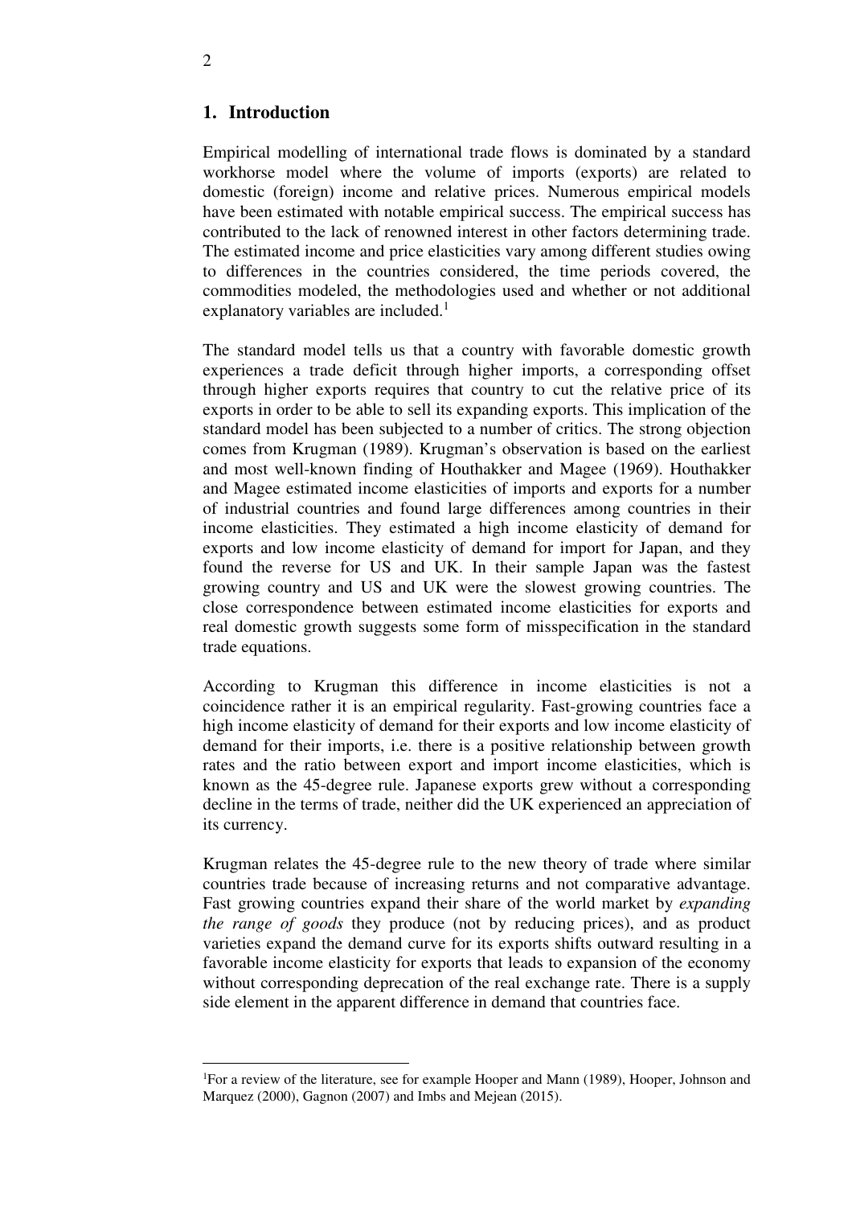## 1. Introduction

Empirical modelling of international trade flows is dominated by a standard workhorse model where the volume of imports (exports) are related to domestic (foreign) income and relative prices. Numerous empirical models have been estimated with notable empirical success. The empirical success has contributed to the lack of renowned interest in other factors determining trade. The estimated income and price elasticities vary among different studies owing to differences in the countries considered, the time periods covered, the commodities modeled, the methodologies used and whether or not additional explanatory variables are included.[1]

The standard model tells us that a country with favorable domestic growth experiences a trade deficit through higher imports, a corresponding offset through higher exports requires that country to cut the relative price of its exports in order to be able to sell its expanding exports. This implication of the standard model has been subjected to a number of critics. The strong objection comes from Krugman (1989). Krugman's observation is based on the earliest and most well-known finding of Houthakker and Magee (1969). Houthakker and Magee estimated income elasticities of imports and exports for a number of industrial countries and found large differences among countries in their income elasticities. They estimated a high income elasticity of demand for exports and low income elasticity of demand for import for Japan, and they found the reverse for US and UK. In their sample Japan was the fastest growing country and US and UK were the slowest growing countries. The close correspondence between estimated income elasticities for exports and real domestic growth suggests some form of misspecification in the standard trade equations.

According to Krugman this difference in income elasticities is not a coincidence rather it is an empirical regularity. Fast-growing countries face a high income elasticity of demand for their exports and low income elasticity of demand for their imports, i.e. there is a positive relationship between growth rates and the ratio between export and import income elasticities, which is known as the 45-degree rule. Japanese exports grew without a corresponding decline in the terms of trade, neither did the UK experienced an appreciation of its currency.

Krugman relates the 45-degree rule to the new theory of trade where similar countries trade because of increasing returns and not comparative advantage. Fast growing countries expand their share of the world market by *expanding the range of goods* they produce (not by reducing prices), and as product varieties expand the demand curve for its exports shifts outward resulting in a favorable income elasticity for exports that leads to expansion of the economy without corresponding deprecation of the real exchange rate. There is a supply side element in the apparent difference in demand that countries face.

[1] For a review of the literature, see for example Hooper and Mann (1989), Hooper, Johnson and Marquez (2000), Gagnon (2007) and Imbs and Mejean (2015).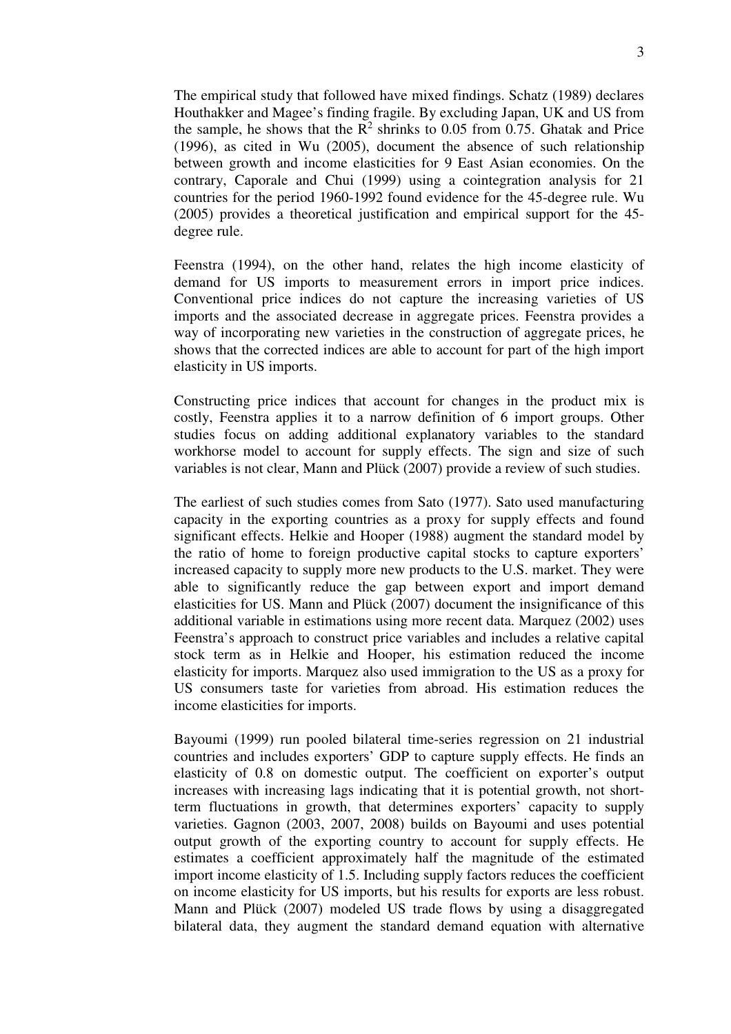The empirical study that followed have mixed findings. Schatz (1989) declares Houthakker and Magee's finding fragile. By excluding Japan, UK and US from the sample, he shows that the $R^2$ shrinks to 0.05 from 0.75. Ghatak and Price (1996), as cited in Wu (2005), document the absence of such relationship between growth and income elasticities for 9 East Asian economies. On the contrary, Caporale and Chui (1999) using a cointegration analysis for 21 countries for the period 1960-1992 found evidence for the 45-degree rule. Wu (2005) provides a theoretical justification and empirical support for the 45-degree rule.

Feenstra (1994), on the other hand, relates the high income elasticity of demand for US imports to measurement errors in import price indices. Conventional price indices do not capture the increasing varieties of US imports and the associated decrease in aggregate prices. Feenstra provides a way of incorporating new varieties in the construction of aggregate prices, he shows that the corrected indices are able to account for part of the high import elasticity in US imports.

Constructing price indices that account for changes in the product mix is costly, Feenstra applies it to a narrow definition of 6 import groups. Other studies focus on adding additional explanatory variables to the standard workhorse model to account for supply effects. The sign and size of such variables is not clear, Mann and Plück (2007) provide a review of such studies.

The earliest of such studies comes from Sato (1977). Sato used manufacturing capacity in the exporting countries as a proxy for supply effects and found significant effects. Helkie and Hooper (1988) augment the standard model by the ratio of home to foreign productive capital stocks to capture exporters' increased capacity to supply more new products to the U.S. market. They were able to significantly reduce the gap between export and import demand elasticities for US. Mann and Plück (2007) document the insignificance of this additional variable in estimations using more recent data. Marquez (2002) uses Feenstra's approach to construct price variables and includes a relative capital stock term as in Helkie and Hooper, his estimation reduced the income elasticity for imports. Marquez also used immigration to the US as a proxy for US consumers taste for varieties from abroad. His estimation reduces the income elasticities for imports.

Bayoumi (1999) run pooled bilateral time-series regression on 21 industrial countries and includes exporters' GDP to capture supply effects. He finds an elasticity of 0.8 on domestic output. The coefficient on exporter's output increases with increasing lags indicating that it is potential growth, not short-term fluctuations in growth, that determines exporters' capacity to supply varieties. Gagnon (2003, 2007, 2008) builds on Bayoumi and uses potential output growth of the exporting country to account for supply effects. He estimates a coefficient approximately half the magnitude of the estimated import income elasticity of 1.5. Including supply factors reduces the coefficient on income elasticity for US imports, but his results for exports are less robust. Mann and Plück (2007) modeled US trade flows by using a disaggregated bilateral data, they augment the standard demand equation with alternative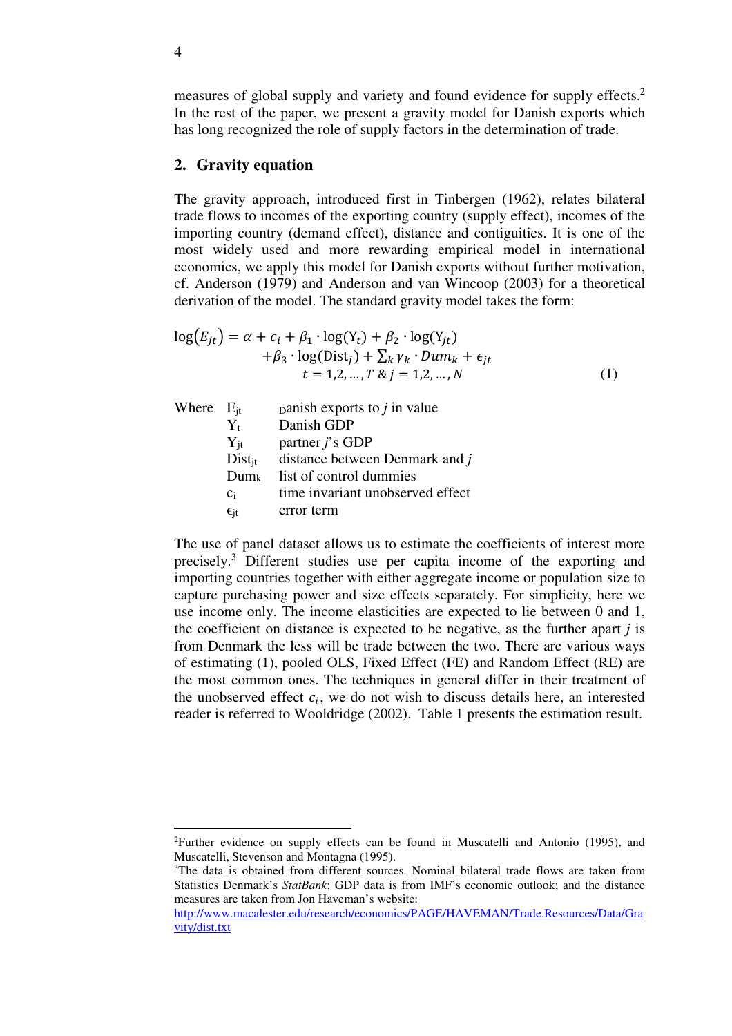measures of global supply and variety and found evidence for supply effects.[2] In the rest of the paper, we present a gravity model for Danish exports which has long recognized the role of supply factors in the determination of trade.

## 2. Gravity equation

The gravity approach, introduced first in Tinbergen (1962), relates bilateral trade flows to incomes of the exporting country (supply effect), incomes of the importing country (demand effect), distance and contiguities. It is one of the most widely used and more rewarding empirical model in international economics, we apply this model for Danish exports without further motivation, cf. Anderson (1979) and Anderson and van Wincoop (2003) for a theoretical derivation of the model. The standard gravity model takes the form:

$$\log(E_{jt}) = \alpha + c_i + \beta_1 \cdot \log(\mathrm{Y}_t) + \beta_2 \cdot \log(\mathrm{Y}_{jt}) + \beta_3 \cdot \log(\mathrm{Dist}_j) + \textstyle\sum_k \gamma_k \cdot Dum_k + \epsilon_{jt} \quad t = 1,2,\ldots,T \;\&\; j = 1,2,\ldots,N \tag{1}$$

Where
- $E_{jt}$ Danish exports to *j* in value
- $Y_t$ Danish GDP
- $Y_{jt}$ partner *j*'s GDP
- $Dist_{jt}$ distance between Denmark and *j*
- $Dum_k$ list of control dummies
- $c_i$ time invariant unobserved effect
- $\epsilon_{jt}$ error term

The use of panel dataset allows us to estimate the coefficients of interest more precisely.[3] Different studies use per capita income of the exporting and importing countries together with either aggregate income or population size to capture purchasing power and size effects separately. For simplicity, here we use income only. The income elasticities are expected to lie between 0 and 1, the coefficient on distance is expected to be negative, as the further apart *j* is from Denmark the less will be trade between the two. There are various ways of estimating (1), pooled OLS, Fixed Effect (FE) and Random Effect (RE) are the most common ones. The techniques in general differ in their treatment of the unobserved effect $c_i$, we do not wish to discuss details here, an interested reader is referred to Wooldridge (2002). Table 1 presents the estimation result.

---

[2]Further evidence on supply effects can be found in Muscatelli and Antonio (1995), and Muscatelli, Stevenson and Montagna (1995).

[3]The data is obtained from different sources. Nominal bilateral trade flows are taken from Statistics Denmark's *StatBank*; GDP data is from IMF's economic outlook; and the distance measures are taken from Jon Haveman's website: http://www.macalester.edu/research/economics/PAGE/HAVEMAN/Trade.Resources/Data/Gravity/dist.txt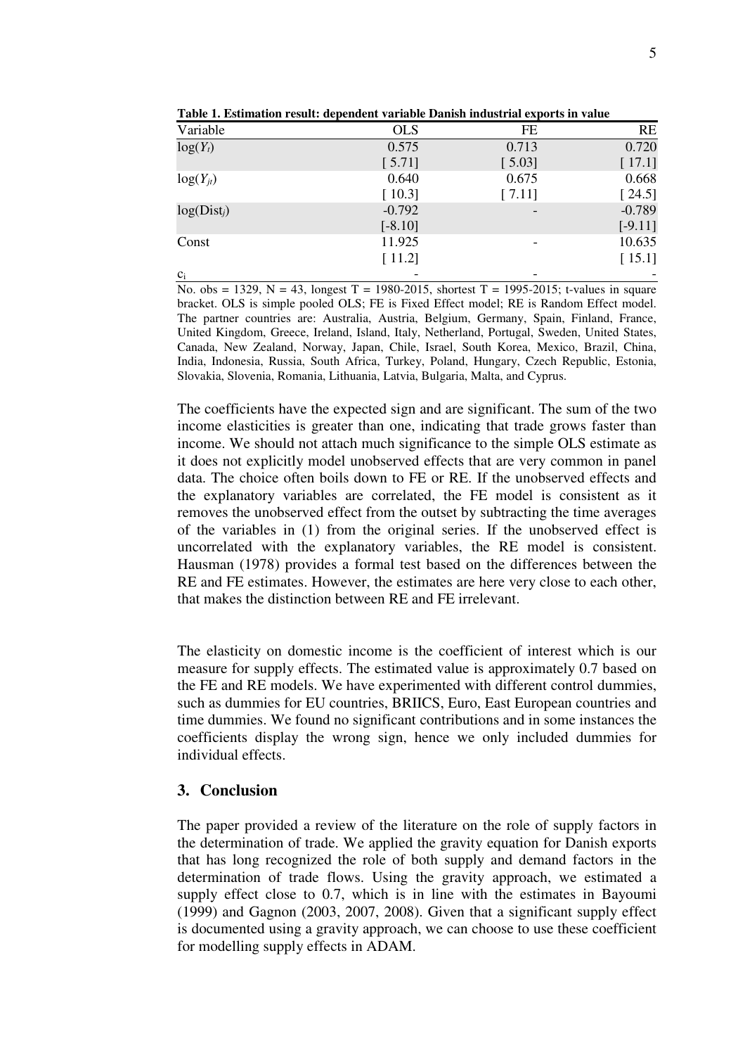**Table 1. Estimation result: dependent variable Danish industrial exports in value**

| Variable | OLS | FE | RE |
|---|---|---|---|
| $\log(Y_t)$ | 0.575 | 0.713 | 0.720 |
| | [ 5.71] | [ 5.03] | [ 17.1] |
| $\log(Y_{jt})$ | 0.640 | 0.675 | 0.668 |
| | [ 10.3] | [ 7.11] | [ 24.5] |
| $\log(\text{Dist}_j)$ | -0.792 | - | -0.789 |
| | [-8.10] | | [-9.11] |
| Const | 11.925 | - | 10.635 |
| | [ 11.2] | | [ 15.1] |
| $c_i$ | - | - | - |

No. obs = 1329, N = 43, longest T = 1980-2015, shortest T = 1995-2015; t-values in square bracket. OLS is simple pooled OLS; FE is Fixed Effect model; RE is Random Effect model. The partner countries are: Australia, Austria, Belgium, Germany, Spain, Finland, France, United Kingdom, Greece, Ireland, Island, Italy, Netherland, Portugal, Sweden, United States, Canada, New Zealand, Norway, Japan, Chile, Israel, South Korea, Mexico, Brazil, China, India, Indonesia, Russia, South Africa, Turkey, Poland, Hungary, Czech Republic, Estonia, Slovakia, Slovenia, Romania, Lithuania, Latvia, Bulgaria, Malta, and Cyprus.

The coefficients have the expected sign and are significant. The sum of the two income elasticities is greater than one, indicating that trade grows faster than income. We should not attach much significance to the simple OLS estimate as it does not explicitly model unobserved effects that are very common in panel data. The choice often boils down to FE or RE. If the unobserved effects and the explanatory variables are correlated, the FE model is consistent as it removes the unobserved effect from the outset by subtracting the time averages of the variables in (1) from the original series. If the unobserved effect is uncorrelated with the explanatory variables, the RE model is consistent. Hausman (1978) provides a formal test based on the differences between the RE and FE estimates. However, the estimates are here very close to each other, that makes the distinction between RE and FE irrelevant.

The elasticity on domestic income is the coefficient of interest which is our measure for supply effects. The estimated value is approximately 0.7 based on the FE and RE models. We have experimented with different control dummies, such as dummies for EU countries, BRIICS, Euro, East European countries and time dummies. We found no significant contributions and in some instances the coefficients display the wrong sign, hence we only included dummies for individual effects.

## 3. Conclusion

The paper provided a review of the literature on the role of supply factors in the determination of trade. We applied the gravity equation for Danish exports that has long recognized the role of both supply and demand factors in the determination of trade flows. Using the gravity approach, we estimated a supply effect close to 0.7, which is in line with the estimates in Bayoumi (1999) and Gagnon (2003, 2007, 2008). Given that a significant supply effect is documented using a gravity approach, we can choose to use these coefficient for modelling supply effects in ADAM.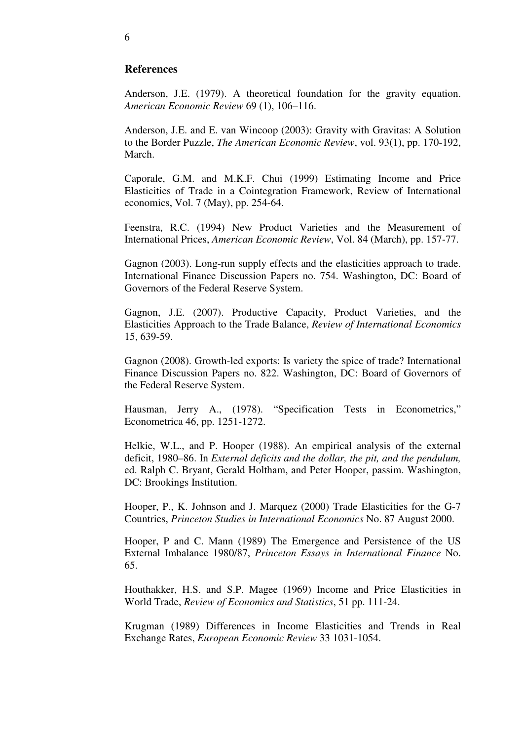## References

Anderson, J.E. (1979). A theoretical foundation for the gravity equation. *American Economic Review* 69 (1), 106–116.

Anderson, J.E. and E. van Wincoop (2003): Gravity with Gravitas: A Solution to the Border Puzzle, *The American Economic Review*, vol. 93(1), pp. 170-192, March.

Caporale, G.M. and M.K.F. Chui (1999) Estimating Income and Price Elasticities of Trade in a Cointegration Framework, Review of International economics, Vol. 7 (May), pp. 254-64.

Feenstra, R.C. (1994) New Product Varieties and the Measurement of International Prices, *American Economic Review*, Vol. 84 (March), pp. 157-77.

Gagnon (2003). Long-run supply effects and the elasticities approach to trade. International Finance Discussion Papers no. 754. Washington, DC: Board of Governors of the Federal Reserve System.

Gagnon, J.E. (2007). Productive Capacity, Product Varieties, and the Elasticities Approach to the Trade Balance, *Review of International Economics* 15, 639-59.

Gagnon (2008). Growth-led exports: Is variety the spice of trade? International Finance Discussion Papers no. 822. Washington, DC: Board of Governors of the Federal Reserve System.

Hausman, Jerry A., (1978). "Specification Tests in Econometrics," Econometrica 46, pp. 1251-1272.

Helkie, W.L., and P. Hooper (1988). An empirical analysis of the external deficit, 1980–86. In *External deficits and the dollar, the pit, and the pendulum,* ed. Ralph C. Bryant, Gerald Holtham, and Peter Hooper, passim. Washington, DC: Brookings Institution.

Hooper, P., K. Johnson and J. Marquez (2000) Trade Elasticities for the G-7 Countries, *Princeton Studies in International Economics* No. 87 August 2000.

Hooper, P and C. Mann (1989) The Emergence and Persistence of the US External Imbalance 1980/87, *Princeton Essays in International Finance* No. 65.

Houthakker, H.S. and S.P. Magee (1969) Income and Price Elasticities in World Trade, *Review of Economics and Statistics*, 51 pp. 111-24.

Krugman (1989) Differences in Income Elasticities and Trends in Real Exchange Rates, *European Economic Review* 33 1031-1054.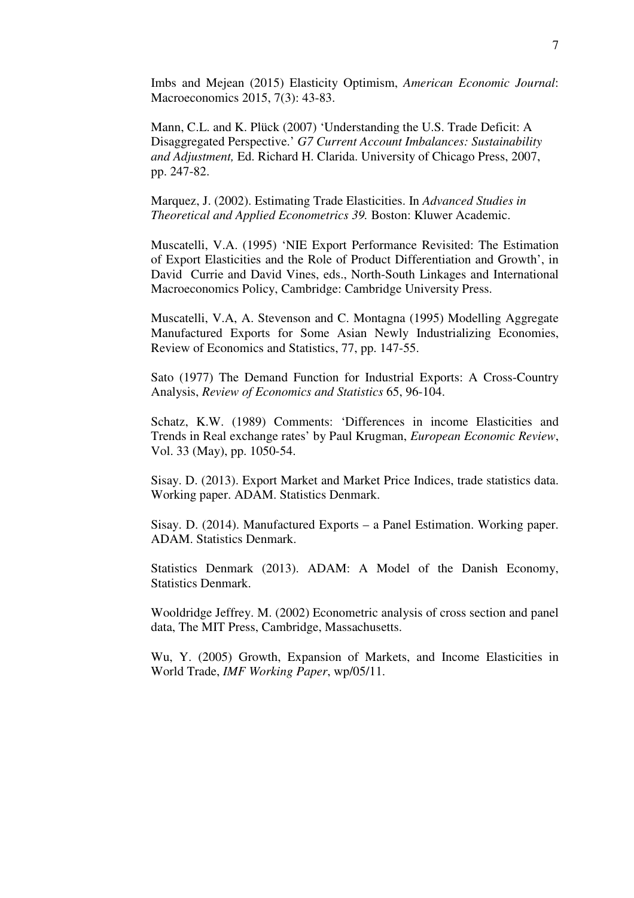Imbs and Mejean (2015) Elasticity Optimism, *American Economic Journal*: Macroeconomics 2015, 7(3): 43-83.

Mann, C.L. and K. Plück (2007) 'Understanding the U.S. Trade Deficit: A Disaggregated Perspective.' *G7 Current Account Imbalances: Sustainability and Adjustment,* Ed. Richard H. Clarida. University of Chicago Press, 2007, pp. 247-82.

Marquez, J. (2002). Estimating Trade Elasticities. In *Advanced Studies in Theoretical and Applied Econometrics 39.* Boston: Kluwer Academic.

Muscatelli, V.A. (1995) 'NIE Export Performance Revisited: The Estimation of Export Elasticities and the Role of Product Differentiation and Growth', in David Currie and David Vines, eds., North-South Linkages and International Macroeconomics Policy, Cambridge: Cambridge University Press.

Muscatelli, V.A, A. Stevenson and C. Montagna (1995) Modelling Aggregate Manufactured Exports for Some Asian Newly Industrializing Economies, Review of Economics and Statistics, 77, pp. 147-55.

Sato (1977) The Demand Function for Industrial Exports: A Cross-Country Analysis, *Review of Economics and Statistics* 65, 96-104.

Schatz, K.W. (1989) Comments: 'Differences in income Elasticities and Trends in Real exchange rates' by Paul Krugman, *European Economic Review*, Vol. 33 (May), pp. 1050-54.

Sisay. D. (2013). Export Market and Market Price Indices, trade statistics data. Working paper. ADAM. Statistics Denmark.

Sisay. D. (2014). Manufactured Exports – a Panel Estimation. Working paper. ADAM. Statistics Denmark.

Statistics Denmark (2013). ADAM: A Model of the Danish Economy, Statistics Denmark.

Wooldridge Jeffrey. M. (2002) Econometric analysis of cross section and panel data, The MIT Press, Cambridge, Massachusetts.

Wu, Y. (2005) Growth, Expansion of Markets, and Income Elasticities in World Trade, *IMF Working Paper*, wp/05/11.